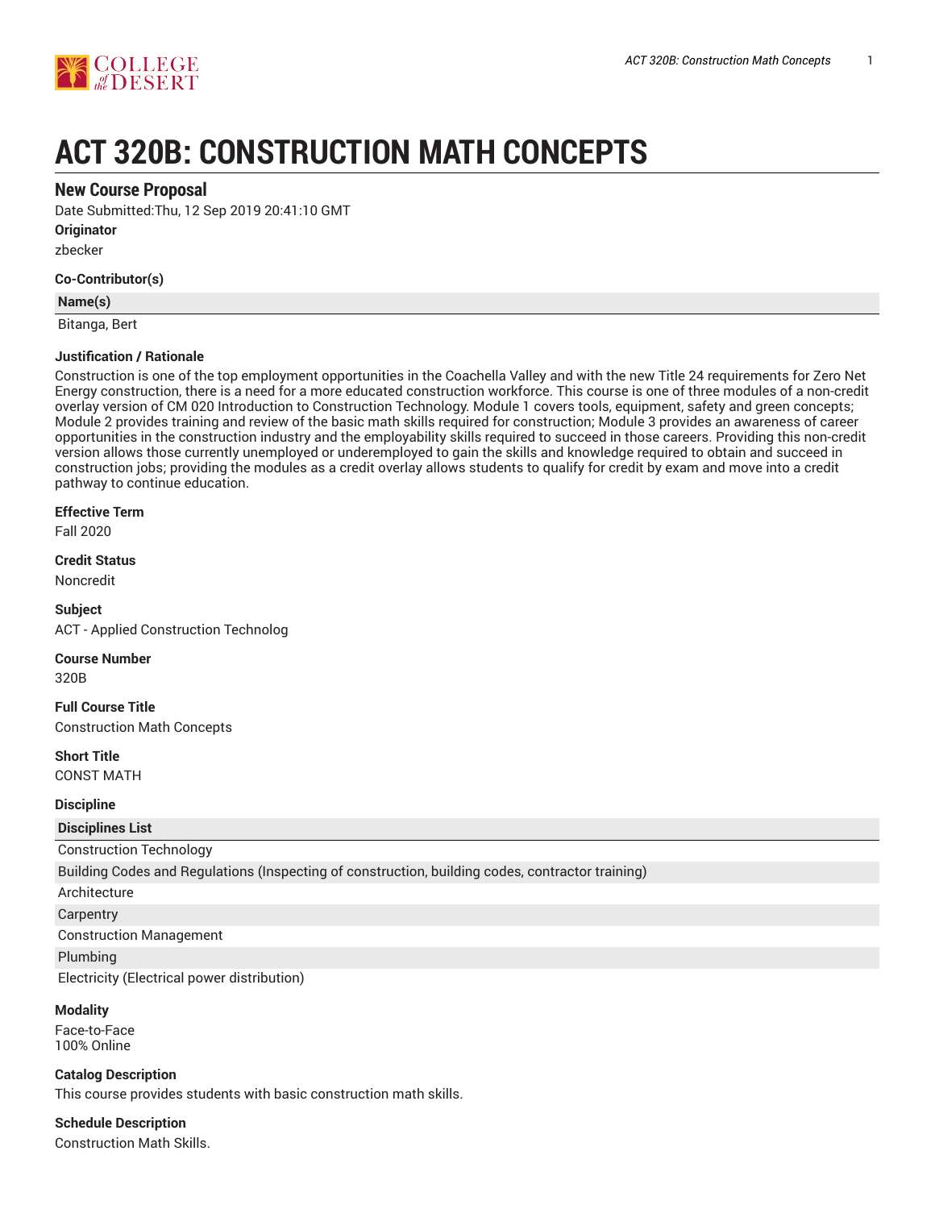# ACT 320B: CONSTRUCTION MATH CONCEPTS

## New Course Proposal

Date Submitted:Thu, 12 Sep 2019 20:41:10 GMT

**Originator**

zbecker

**Co-Contributor(s)**

| Name(s) |
|---|
| Bitanga, Bert |

**Justification / Rationale**

Construction is one of the top employment opportunities in the Coachella Valley and with the new Title 24 requirements for Zero Net Energy construction, there is a need for a more educated construction workforce. This course is one of three modules of a non-credit overlay version of CM 020 Introduction to Construction Technology. Module 1 covers tools, equipment, safety and green concepts; Module 2 provides training and review of the basic math skills required for construction; Module 3 provides an awareness of career opportunities in the construction industry and the employability skills required to succeed in those careers. Providing this non-credit version allows those currently unemployed or underemployed to gain the skills and knowledge required to obtain and succeed in construction jobs; providing the modules as a credit overlay allows students to qualify for credit by exam and move into a credit pathway to continue education.

**Effective Term**

Fall 2020

**Credit Status**

Noncredit

**Subject**

ACT - Applied Construction Technolog

**Course Number**

320B

**Full Course Title**

Construction Math Concepts

**Short Title**

CONST MATH

**Discipline**

| Disciplines List |
|---|
| Construction Technology |
| Building Codes and Regulations (Inspecting of construction, building codes, contractor training) |
| Architecture |
| Carpentry |
| Construction Management |
| Plumbing |
| Electricity (Electrical power distribution) |

**Modality**

Face-to-Face
100% Online

**Catalog Description**

This course provides students with basic construction math skills.

**Schedule Description**

Construction Math Skills.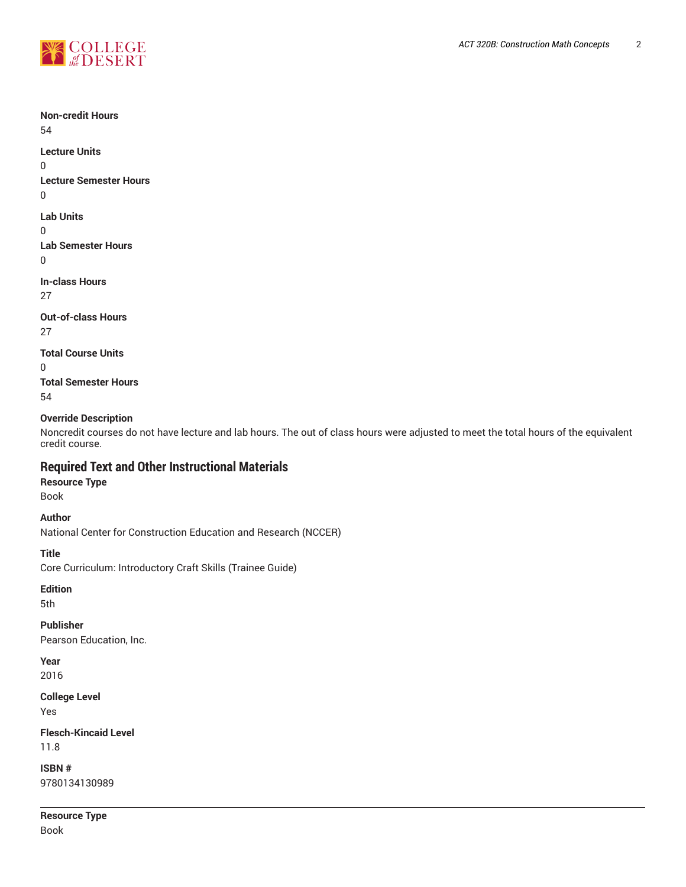**Non-credit Hours**
54

**Lecture Units**
0

**Lecture Semester Hours**
0

**Lab Units**
0

**Lab Semester Hours**
0

**In-class Hours**
27

**Out-of-class Hours**
27

**Total Course Units**
0

**Total Semester Hours**
54

**Override Description**
Noncredit courses do not have lecture and lab hours. The out of class hours were adjusted to meet the total hours of the equivalent credit course.

## Required Text and Other Instructional Materials

**Resource Type**
Book

**Author**
National Center for Construction Education and Research (NCCER)

**Title**
Core Curriculum: Introductory Craft Skills (Trainee Guide)

**Edition**
5th

**Publisher**
Pearson Education, Inc.

**Year**
2016

**College Level**
Yes

**Flesch-Kincaid Level**
11.8

**ISBN #**
9780134130989

---

**Resource Type**
Book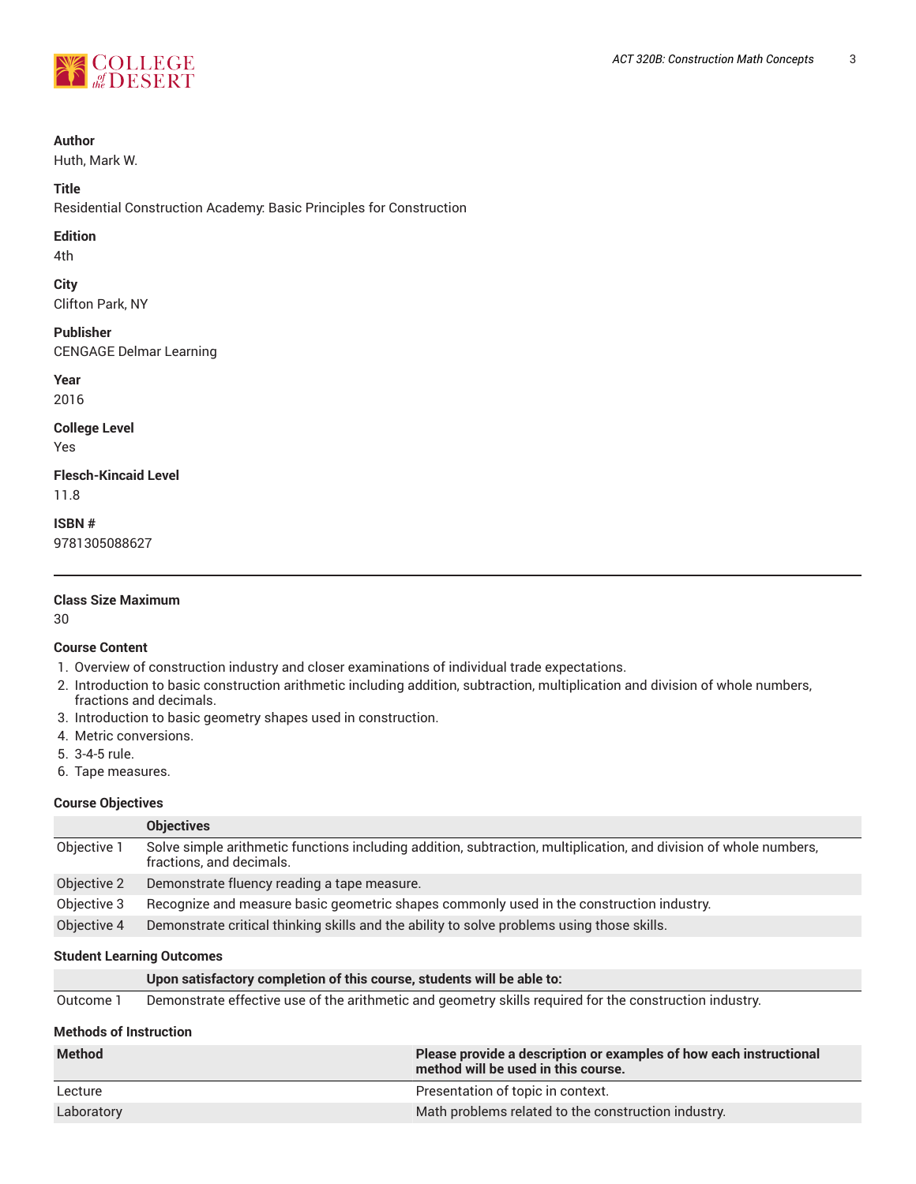**Author**
Huth, Mark W.

**Title**
Residential Construction Academy: Basic Principles for Construction

**Edition**
4th

**City**
Clifton Park, NY

**Publisher**
CENGAGE Delmar Learning

**Year**
2016

**College Level**
Yes

**Flesch-Kincaid Level**
11.8

**ISBN #**
9781305088627

---

**Class Size Maximum**
30

**Course Content**

1. Overview of construction industry and closer examinations of individual trade expectations.
2. Introduction to basic construction arithmetic including addition, subtraction, multiplication and division of whole numbers, fractions and decimals.
3. Introduction to basic geometry shapes used in construction.
4. Metric conversions.
5. 3-4-5 rule.
6. Tape measures.

**Course Objectives**

| | Objectives |
|---|---|
| Objective 1 | Solve simple arithmetic functions including addition, subtraction, multiplication, and division of whole numbers, fractions, and decimals. |
| Objective 2 | Demonstrate fluency reading a tape measure. |
| Objective 3 | Recognize and measure basic geometric shapes commonly used in the construction industry. |
| Objective 4 | Demonstrate critical thinking skills and the ability to solve problems using those skills. |

**Student Learning Outcomes**

| | Upon satisfactory completion of this course, students will be able to: |
|---|---|
| Outcome 1 | Demonstrate effective use of the arithmetic and geometry skills required for the construction industry. |

**Methods of Instruction**

| Method | Please provide a description or examples of how each instructional method will be used in this course. |
|---|---|
| Lecture | Presentation of topic in context. |
| Laboratory | Math problems related to the construction industry. |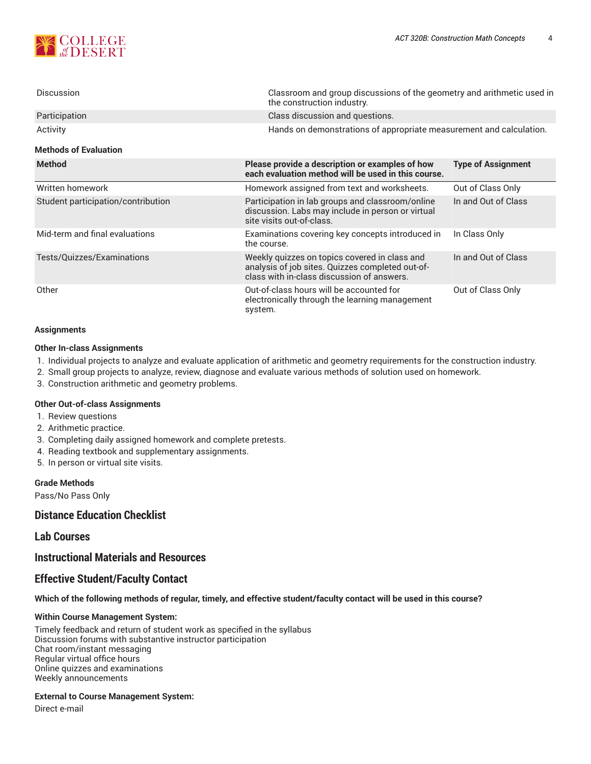| | |
|---|---|
| Discussion | Classroom and group discussions of the geometry and arithmetic used in the construction industry. |
| Participation | Class discussion and questions. |
| Activity | Hands on demonstrations of appropriate measurement and calculation. |

**Methods of Evaluation**

| Method | Please provide a description or examples of how each evaluation method will be used in this course. | Type of Assignment |
|---|---|---|
| Written homework | Homework assigned from text and worksheets. | Out of Class Only |
| Student participation/contribution | Participation in lab groups and classroom/online discussion. Labs may include in person or virtual site visits out-of-class. | In and Out of Class |
| Mid-term and final evaluations | Examinations covering key concepts introduced in the course. | In Class Only |
| Tests/Quizzes/Examinations | Weekly quizzes on topics covered in class and analysis of job sites. Quizzes completed out-of-class with in-class discussion of answers. | In and Out of Class |
| Other | Out-of-class hours will be accounted for electronically through the learning management system. | Out of Class Only |

**Assignments**

**Other In-class Assignments**

1. Individual projects to analyze and evaluate application of arithmetic and geometry requirements for the construction industry.
2. Small group projects to analyze, review, diagnose and evaluate various methods of solution used on homework.
3. Construction arithmetic and geometry problems.

**Other Out-of-class Assignments**

1. Review questions
2. Arithmetic practice.
3. Completing daily assigned homework and complete pretests.
4. Reading textbook and supplementary assignments.
5. In person or virtual site visits.

**Grade Methods**

Pass/No Pass Only

## Distance Education Checklist

## Lab Courses

## Instructional Materials and Resources

## Effective Student/Faculty Contact

**Which of the following methods of regular, timely, and effective student/faculty contact will be used in this course?**

**Within Course Management System:**

Timely feedback and return of student work as specified in the syllabus
Discussion forums with substantive instructor participation
Chat room/instant messaging
Regular virtual office hours
Online quizzes and examinations
Weekly announcements

**External to Course Management System:**

Direct e-mail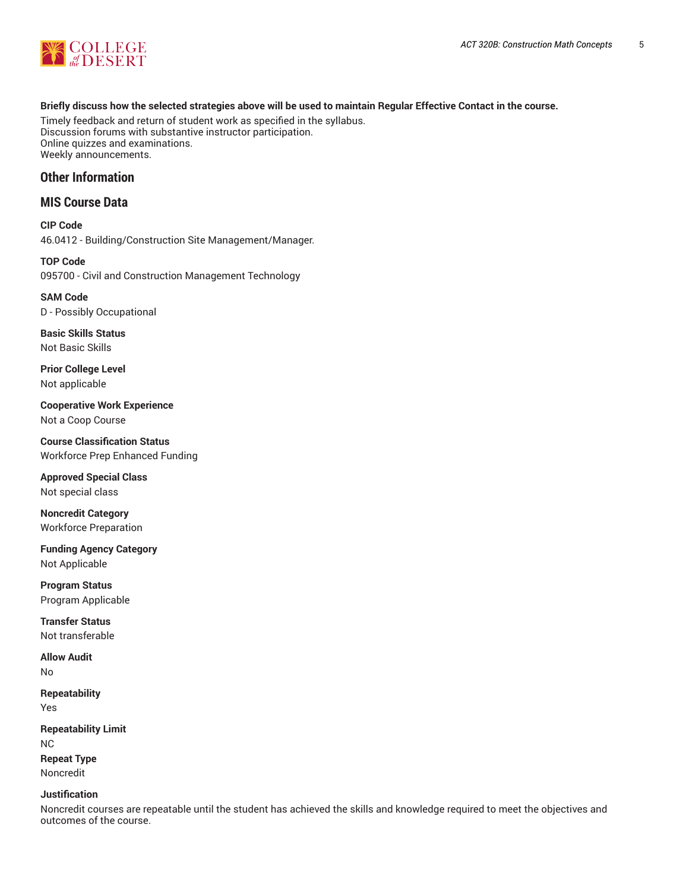**Briefly discuss how the selected strategies above will be used to maintain Regular Effective Contact in the course.**

Timely feedback and return of student work as specified in the syllabus.
Discussion forums with substantive instructor participation.
Online quizzes and examinations.
Weekly announcements.

## Other Information

## MIS Course Data

**CIP Code**
46.0412 - Building/Construction Site Management/Manager.

**TOP Code**
095700 - Civil and Construction Management Technology

**SAM Code**
D - Possibly Occupational

**Basic Skills Status**
Not Basic Skills

**Prior College Level**
Not applicable

**Cooperative Work Experience**
Not a Coop Course

**Course Classification Status**
Workforce Prep Enhanced Funding

**Approved Special Class**
Not special class

**Noncredit Category**
Workforce Preparation

**Funding Agency Category**
Not Applicable

**Program Status**
Program Applicable

**Transfer Status**
Not transferable

**Allow Audit**
No

**Repeatability**
Yes

**Repeatability Limit**
NC

**Repeat Type**
Noncredit

**Justification**
Noncredit courses are repeatable until the student has achieved the skills and knowledge required to meet the objectives and outcomes of the course.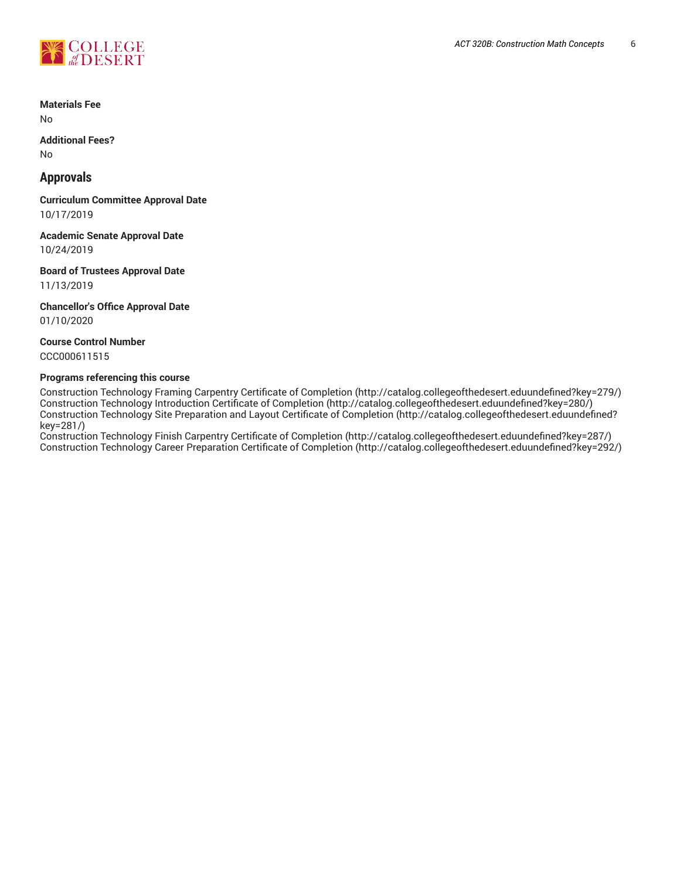**Materials Fee**

No

**Additional Fees?**

No

## Approvals

**Curriculum Committee Approval Date**

10/17/2019

**Academic Senate Approval Date**

10/24/2019

**Board of Trustees Approval Date**

11/13/2019

**Chancellor's Office Approval Date**

01/10/2020

**Course Control Number**

CCC000611515

**Programs referencing this course**

Construction Technology Framing Carpentry Certificate of Completion (http://catalog.collegeofthedesert.eduundefined?key=279/)
Construction Technology Introduction Certificate of Completion (http://catalog.collegeofthedesert.eduundefined?key=280/)
Construction Technology Site Preparation and Layout Certificate of Completion (http://catalog.collegeofthedesert.eduundefined?key=281/)
Construction Technology Finish Carpentry Certificate of Completion (http://catalog.collegeofthedesert.eduundefined?key=287/)
Construction Technology Career Preparation Certificate of Completion (http://catalog.collegeofthedesert.eduundefined?key=292/)